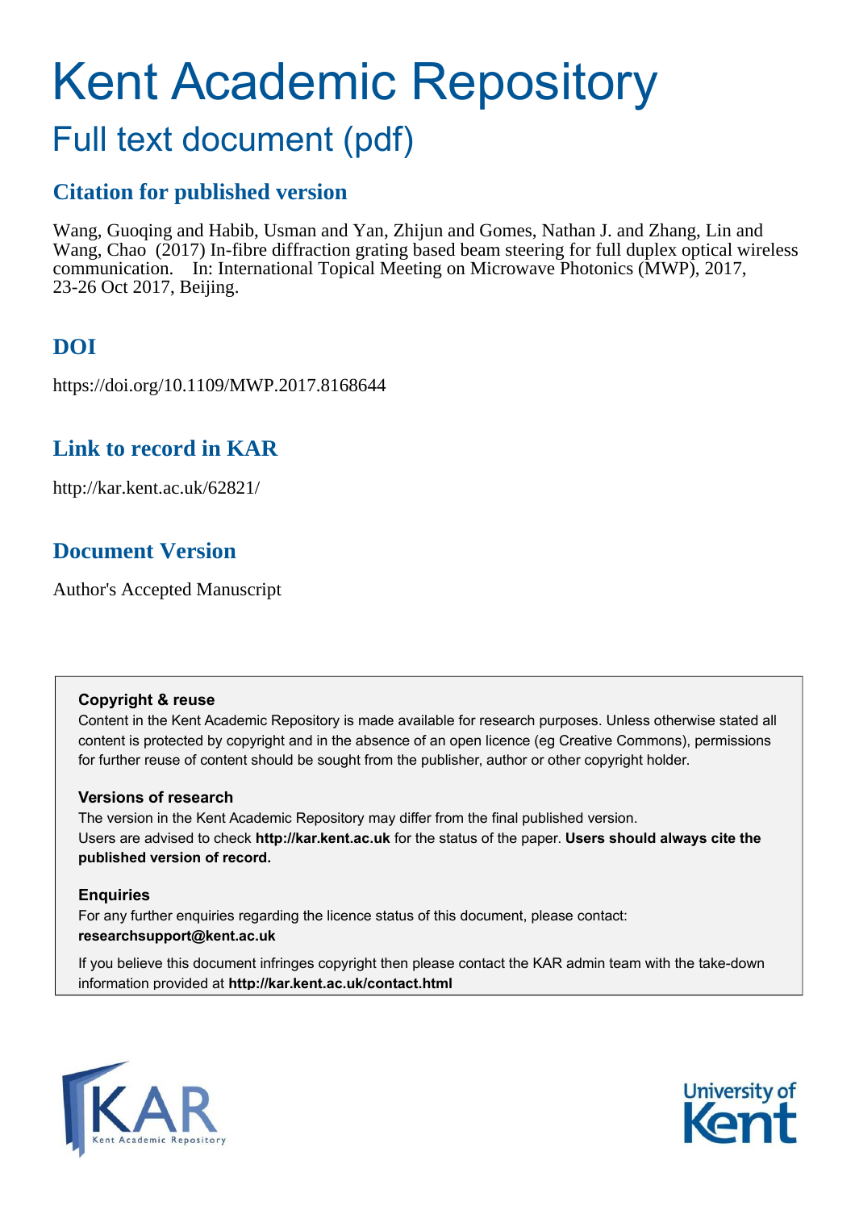# Kent Academic Repository

## Full text document (pdf)

### Citation for published version

Wang, Guoqing and Habib, Usman and Yan, Zhijun and Gomes, Nathan J. and Zhang, Lin and Wang, Chao (2017) In-fibre diffraction grating based beam steering for full duplex optical wireless communication. In: International Topical Meeting on Microwave Photonics (MWP), 2017, 23-26 Oct 2017, Beijing.

### DOI

https://doi.org/10.1109/MWP.2017.8168644

### Link to record in KAR

http://kar.kent.ac.uk/62821/

### Document Version

Author's Accepted Manuscript

**Copyright & reuse**

Content in the Kent Academic Repository is made available for research purposes. Unless otherwise stated all content is protected by copyright and in the absence of an open licence (eg Creative Commons), permissions for further reuse of content should be sought from the publisher, author or other copyright holder.

**Versions of research**

The version in the Kent Academic Repository may differ from the final published version. Users are advised to check **http://kar.kent.ac.uk** for the status of the paper. **Users should always cite the published version of record.**

**Enquiries**

For any further enquiries regarding the licence status of this document, please contact: **researchsupport@kent.ac.uk**

If you believe this document infringes copyright then please contact the KAR admin team with the take-down information provided at **http://kar.kent.ac.uk/contact.html**

KAR Kent Academic Repository

University of Kent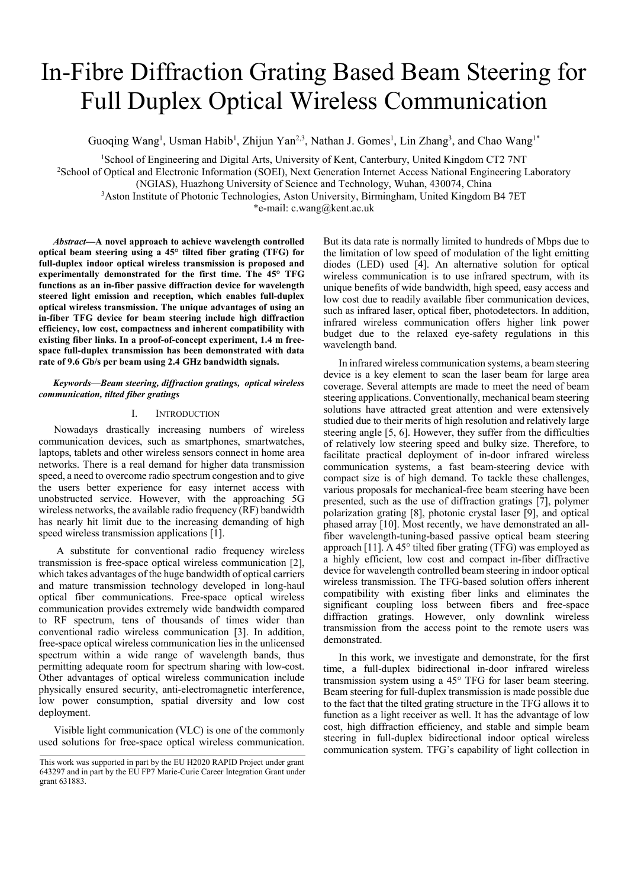# In-Fibre Diffraction Grating Based Beam Steering for Full Duplex Optical Wireless Communication

Guoqing Wang[1], Usman Habib[1], Zhijun Yan[2,3], Nathan J. Gomes[1], Lin Zhang[3], and Chao Wang[1*]

[1]School of Engineering and Digital Arts, University of Kent, Canterbury, United Kingdom CT2 7NT
[2]School of Optical and Electronic Information (SOEI), Next Generation Internet Access National Engineering Laboratory (NGIAS), Huazhong University of Science and Technology, Wuhan, 430074, China
[3]Aston Institute of Photonic Technologies, Aston University, Birmingham, United Kingdom B4 7ET
*e-mail: c.wang@kent.ac.uk

***Abstract*—A novel approach to achieve wavelength controlled optical beam steering using a 45° tilted fiber grating (TFG) for full-duplex indoor optical wireless transmission is proposed and experimentally demonstrated for the first time. The 45° TFG functions as an in-fiber passive diffraction device for wavelength steered light emission and reception, which enables full-duplex optical wireless transmission. The unique advantages of using an in-fiber TFG device for beam steering include high diffraction efficiency, low cost, compactness and inherent compatibility with existing fiber links. In a proof-of-concept experiment, 1.4 m free-space full-duplex transmission has been demonstrated with data rate of 9.6 Gb/s per beam using 2.4 GHz bandwidth signals.**

***Keywords—Beam steering, diffraction gratings, optical wireless communication, tilted fiber gratings***

## I. Introduction

Nowadays drastically increasing numbers of wireless communication devices, such as smartphones, smartwatches, laptops, tablets and other wireless sensors connect in home area networks. There is a real demand for higher data transmission speed, a need to overcome radio spectrum congestion and to give the users better experience for easy internet access with unobstructed service. However, with the approaching 5G wireless networks, the available radio frequency (RF) bandwidth has nearly hit limit due to the increasing demanding of high speed wireless transmission applications [1].

A substitute for conventional radio frequency wireless transmission is free-space optical wireless communication [2], which takes advantages of the huge bandwidth of optical carriers and mature transmission technology developed in long-haul optical fiber communications. Free-space optical wireless communication provides extremely wide bandwidth compared to RF spectrum, tens of thousands of times wider than conventional radio wireless communication [3]. In addition, free-space optical wireless communication lies in the unlicensed spectrum within a wide range of wavelength bands, thus permitting adequate room for spectrum sharing with low-cost. Other advantages of optical wireless communication include physically ensured security, anti-electromagnetic interference, low power consumption, spatial diversity and low cost deployment.

Visible light communication (VLC) is one of the commonly used solutions for free-space optical wireless communication. But its data rate is normally limited to hundreds of Mbps due to the limitation of low speed of modulation of the light emitting diodes (LED) used [4]. An alternative solution for optical wireless communication is to use infrared spectrum, with its unique benefits of wide bandwidth, high speed, easy access and low cost due to readily available fiber communication devices, such as infrared laser, optical fiber, photodetectors. In addition, infrared wireless communication offers higher link power budget due to the relaxed eye-safety regulations in this wavelength band.

In infrared wireless communication systems, a beam steering device is a key element to scan the laser beam for large area coverage. Several attempts are made to meet the need of beam steering applications. Conventionally, mechanical beam steering solutions have attracted great attention and were extensively studied due to their merits of high resolution and relatively large steering angle [5, 6]. However, they suffer from the difficulties of relatively low steering speed and bulky size. Therefore, to facilitate practical deployment of in-door infrared wireless communication systems, a fast beam-steering device with compact size is of high demand. To tackle these challenges, various proposals for mechanical-free beam steering have been presented, such as the use of diffraction gratings [7], polymer polarization grating [8], photonic crystal laser [9], and optical phased array [10]. Most recently, we have demonstrated an all-fiber wavelength-tuning-based passive optical beam steering approach [11]. A 45° tilted fiber grating (TFG) was employed as a highly efficient, low cost and compact in-fiber diffractive device for wavelength controlled beam steering in indoor optical wireless transmission. The TFG-based solution offers inherent compatibility with existing fiber links and eliminates the significant coupling loss between fibers and free-space diffraction gratings. However, only downlink wireless transmission from the access point to the remote users was demonstrated.

In this work, we investigate and demonstrate, for the first time, a full-duplex bidirectional in-door infrared wireless transmission system using a 45° TFG for laser beam steering. Beam steering for full-duplex transmission is made possible due to the fact that the tilted grating structure in the TFG allows it to function as a light receiver as well. It has the advantage of low cost, high diffraction efficiency, and stable and simple beam steering in full-duplex bidirectional indoor optical wireless communication system. TFG's capability of light collection in

This work was supported in part by the EU H2020 RAPID Project under grant 643297 and in part by the EU FP7 Marie-Curie Career Integration Grant under grant 631883.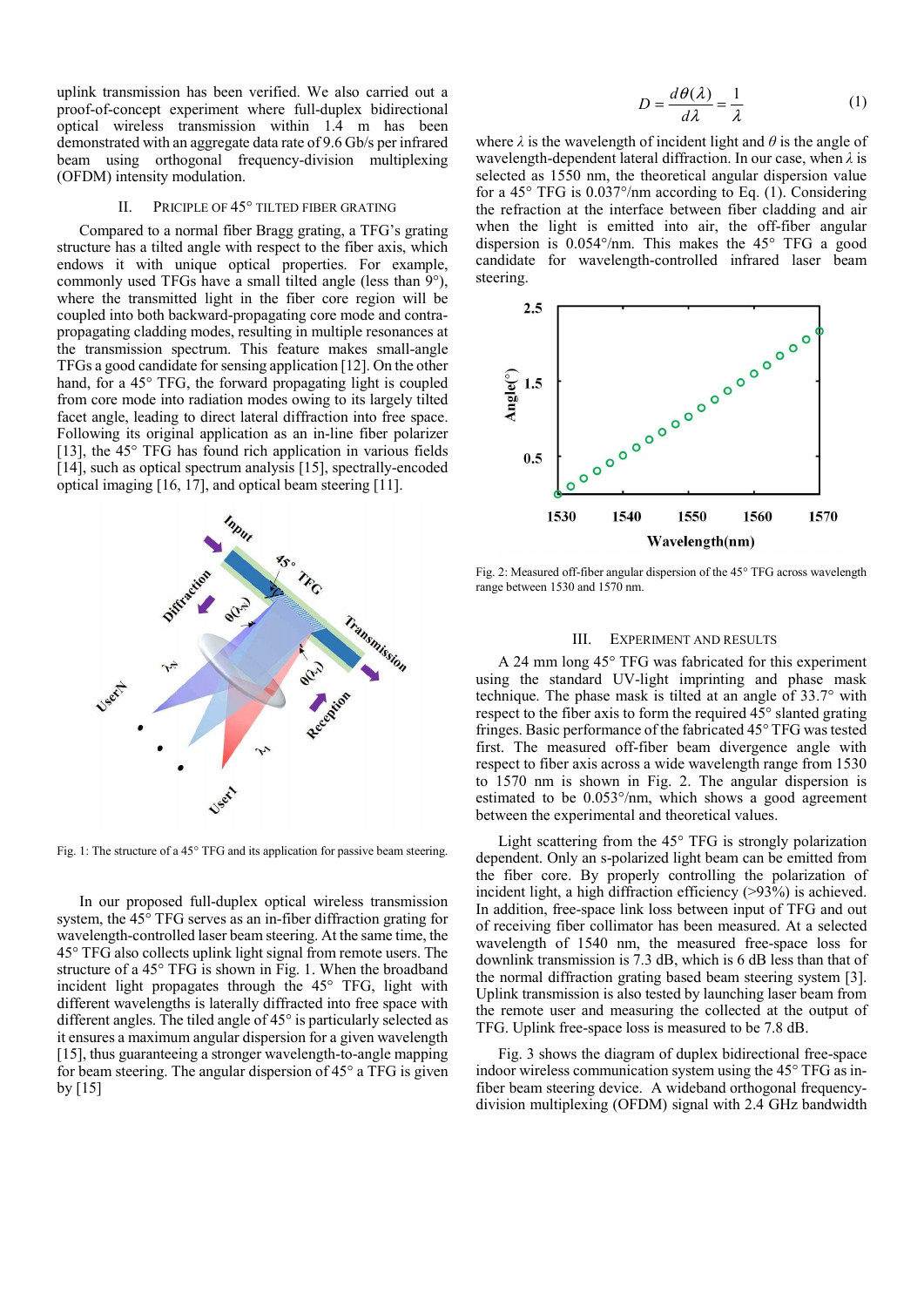uplink transmission has been verified. We also carried out a proof-of-concept experiment where full-duplex bidirectional optical wireless transmission within 1.4 m has been demonstrated with an aggregate data rate of 9.6 Gb/s per infrared beam using orthogonal frequency-division multiplexing (OFDM) intensity modulation.

## II. Priciple of 45° Tilted Fiber Grating

Compared to a normal fiber Bragg grating, a TFG's grating structure has a tilted angle with respect to the fiber axis, which endows it with unique optical properties. For example, commonly used TFGs have a small tilted angle (less than 9°), where the transmitted light in the fiber core region will be coupled into both backward-propagating core mode and contra-propagating cladding modes, resulting in multiple resonances at the transmission spectrum. This feature makes small-angle TFGs a good candidate for sensing application [12]. On the other hand, for a 45° TFG, the forward propagating light is coupled from core mode into radiation modes owing to its largely tilted facet angle, leading to direct lateral diffraction into free space. Following its original application as an in-line fiber polarizer [13], the 45° TFG has found rich application in various fields [14], such as optical spectrum analysis [15], spectrally-encoded optical imaging [16, 17], and optical beam steering [11].

Input
45° TFG
Diffraction
$\theta(\lambda_N)$
Transmission
$\lambda_N$
$\theta(\lambda_1)$
UserN
Reception
$\lambda_1$
User1

Fig. 1: The structure of a 45° TFG and its application for passive beam steering.

In our proposed full-duplex optical wireless transmission system, the 45° TFG serves as an in-fiber diffraction grating for wavelength-controlled laser beam steering. At the same time, the 45° TFG also collects uplink light signal from remote users. The structure of a 45° TFG is shown in Fig. 1. When the broadband incident light propagates through the 45° TFG, light with different wavelengths is laterally diffracted into free space with different angles. The tiled angle of 45° is particularly selected as it ensures a maximum angular dispersion for a given wavelength [15], thus guaranteeing a stronger wavelength-to-angle mapping for beam steering. The angular dispersion of 45° a TFG is given by [15]

$$D = \frac{d\theta(\lambda)}{d\lambda} = \frac{1}{\lambda} \tag{1}$$

where $\lambda$ is the wavelength of incident light and $\theta$ is the angle of wavelength-dependent lateral diffraction. In our case, when $\lambda$ is selected as 1550 nm, the theoretical angular dispersion value for a 45° TFG is 0.037°/nm according to Eq. (1). Considering the refraction at the interface between fiber cladding and air when the light is emitted into air, the off-fiber angular dispersion is 0.054°/nm. This makes the 45° TFG a good candidate for wavelength-controlled infrared laser beam steering.

Angle(°)
2.5
1.5
0.5
1530
1540
1550
1560
1570
Wavelength(nm)

Fig. 2: Measured off-fiber angular dispersion of the 45° TFG across wavelength range between 1530 and 1570 nm.

## III. Experiment and Results

A 24 mm long 45° TFG was fabricated for this experiment using the standard UV-light imprinting and phase mask technique. The phase mask is tilted at an angle of 33.7° with respect to the fiber axis to form the required 45° slanted grating fringes. Basic performance of the fabricated 45° TFG was tested first. The measured off-fiber beam divergence angle with respect to fiber axis across a wide wavelength range from 1530 to 1570 nm is shown in Fig. 2. The angular dispersion is estimated to be 0.053°/nm, which shows a good agreement between the experimental and theoretical values.

Light scattering from the 45° TFG is strongly polarization dependent. Only an s-polarized light beam can be emitted from the fiber core. By properly controlling the polarization of incident light, a high diffraction efficiency (>93%) is achieved. In addition, free-space link loss between input of TFG and out of receiving fiber collimator has been measured. At a selected wavelength of 1540 nm, the measured free-space loss for downlink transmission is 7.3 dB, which is 6 dB less than that of the normal diffraction grating based beam steering system [3]. Uplink transmission is also tested by launching laser beam from the remote user and measuring the collected at the output of TFG. Uplink free-space loss is measured to be 7.8 dB.

Fig. 3 shows the diagram of duplex bidirectional free-space indoor wireless communication system using the 45° TFG as in-fiber beam steering device. A wideband orthogonal frequency-division multiplexing (OFDM) signal with 2.4 GHz bandwidth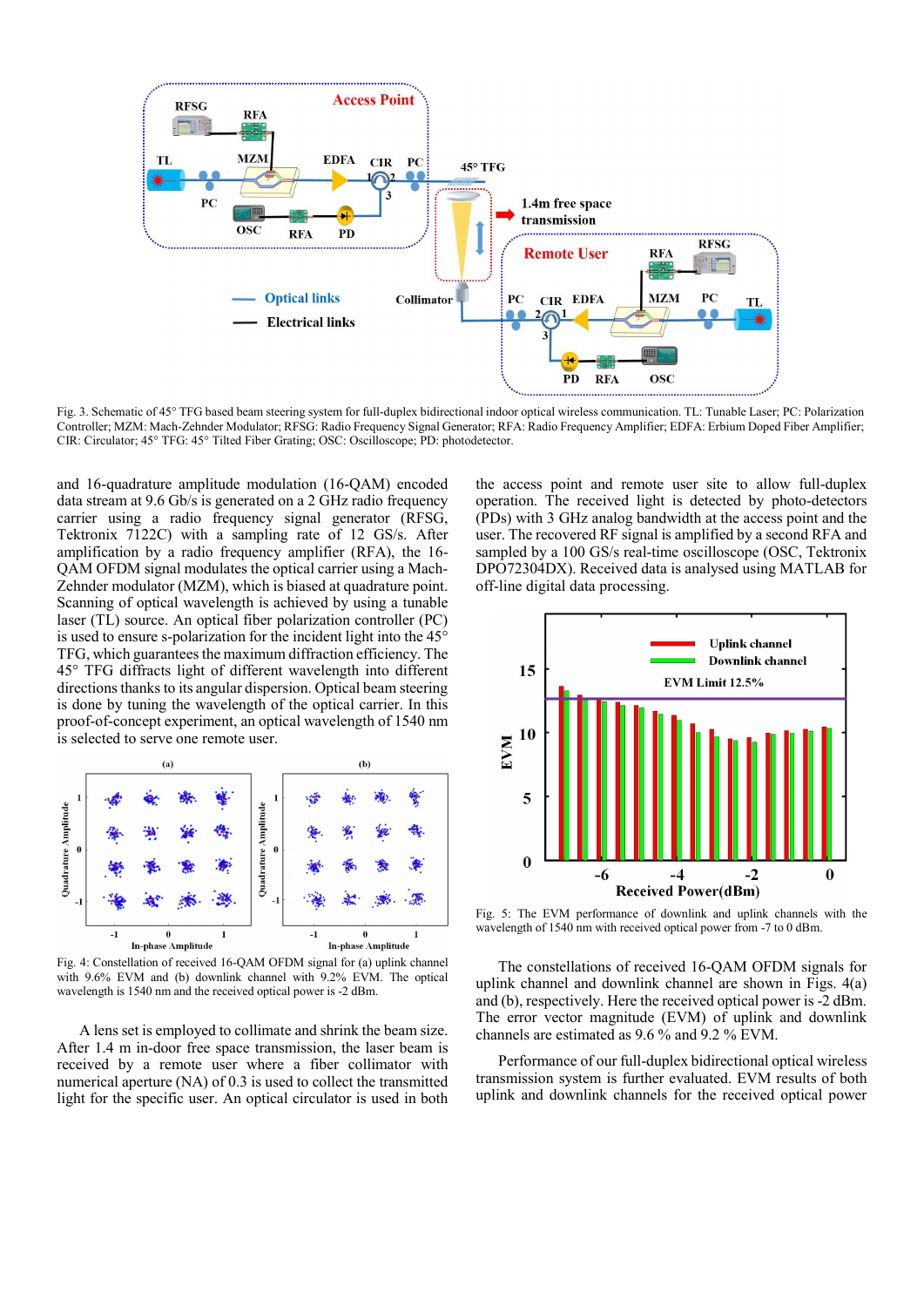Access Point

RFSG

RFA

TL

MZM

EDFA

CIR

PC

PC

OSC

RFA

PD

45° TFG

1.4m free space transmission

Remote User

RFSG

RFA

Optical links

Electrical links

Collimator

PC

CIR

EDFA

MZM

PC

TL

PD

RFA

OSC

Fig. 3. Schematic of 45° TFG based beam steering system for full-duplex bidirectional indoor optical wireless communication. TL: Tunable Laser; PC: Polarization Controller; MZM: Mach-Zehnder Modulator; RFSG: Radio Frequency Signal Generator; RFA: Radio Frequency Amplifier; EDFA: Erbium Doped Fiber Amplifier; CIR: Circulator; 45° TFG: 45° Tilted Fiber Grating; OSC: Oscilloscope; PD: photodetector.

and 16-quadrature amplitude modulation (16-QAM) encoded data stream at 9.6 Gb/s is generated on a 2 GHz radio frequency carrier using a radio frequency signal generator (RFSG, Tektronix 7122C) with a sampling rate of 12 GS/s. After amplification by a radio frequency amplifier (RFA), the 16-QAM OFDM signal modulates the optical carrier using a Mach-Zehnder modulator (MZM), which is biased at quadrature point. Scanning of optical wavelength is achieved by using a tunable laser (TL) source. An optical fiber polarization controller (PC) is used to ensure s-polarization for the incident light into the 45° TFG, which guarantees the maximum diffraction efficiency. The 45° TFG diffracts light of different wavelength into different directions thanks to its angular dispersion. Optical beam steering is done by tuning the wavelength of the optical carrier. In this proof-of-concept experiment, an optical wavelength of 1540 nm is selected to serve one remote user.

(a)

(b)

Quadrature Amplitude

In-phase Amplitude

Quadrature Amplitude

In-phase Amplitude

Fig. 4: Constellation of received 16-QAM OFDM signal for (a) uplink channel with 9.6% EVM and (b) downlink channel with 9.2% EVM. The optical wavelength is 1540 nm and the received optical power is -2 dBm.

A lens set is employed to collimate and shrink the beam size. After 1.4 m in-door free space transmission, the laser beam is received by a remote user where a fiber collimator with numerical aperture (NA) of 0.3 is used to collect the transmitted light for the specific user. An optical circulator is used in both the access point and remote user site to allow full-duplex operation. The received light is detected by photo-detectors (PDs) with 3 GHz analog bandwidth at the access point and the user. The recovered RF signal is amplified by a second RFA and sampled by a 100 GS/s real-time oscilloscope (OSC, Tektronix DPO72304DX). Received data is analysed using MATLAB for off-line digital data processing.

Uplink channel

Downlink channel

EVM Limit 12.5%

EVM

Received Power(dBm)

Fig. 5: The EVM performance of downlink and uplink channels with the wavelength of 1540 nm with received optical power from -7 to 0 dBm.

The constellations of received 16-QAM OFDM signals for uplink channel and downlink channel are shown in Figs. 4(a) and (b), respectively. Here the received optical power is -2 dBm. The error vector magnitude (EVM) of uplink and downlink channels are estimated as 9.6 % and 9.2 % EVM.

Performance of our full-duplex bidirectional optical wireless transmission system is further evaluated. EVM results of both uplink and downlink channels for the received optical power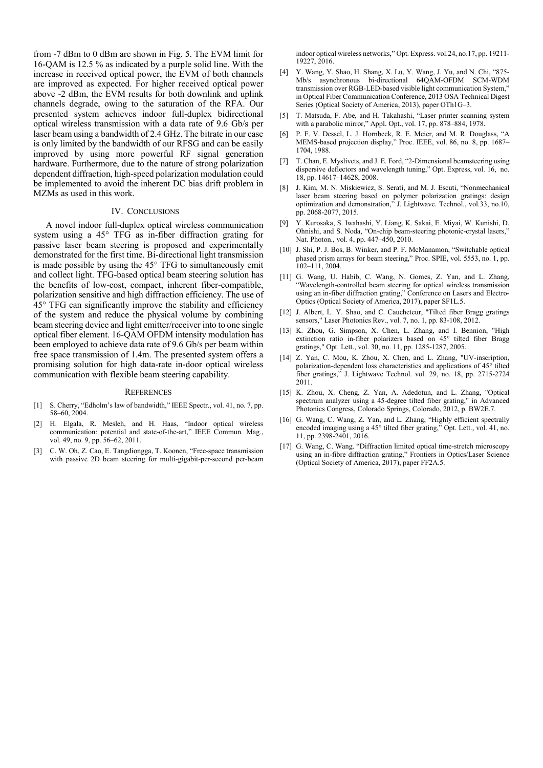from -7 dBm to 0 dBm are shown in Fig. 5. The EVM limit for 16-QAM is 12.5 % as indicated by a purple solid line. With the increase in received optical power, the EVM of both channels are improved as expected. For higher received optical power above -2 dBm, the EVM results for both downlink and uplink channels degrade, owing to the saturation of the RFA. Our presented system achieves indoor full-duplex bidirectional optical wireless transmission with a data rate of 9.6 Gb/s per laser beam using a bandwidth of 2.4 GHz. The bitrate in our case is only limited by the bandwidth of our RFSG and can be easily improved by using more powerful RF signal generation hardware. Furthermore, due to the nature of strong polarization dependent diffraction, high-speed polarization modulation could be implemented to avoid the inherent DC bias drift problem in MZMs as used in this work.

## IV. Conclusions

A novel indoor full-duplex optical wireless communication system using a 45° TFG as in-fiber diffraction grating for passive laser beam steering is proposed and experimentally demonstrated for the first time. Bi-directional light transmission is made possible by using the 45° TFG to simultaneously emit and collect light. TFG-based optical beam steering solution has the benefits of low-cost, compact, inherent fiber-compatible, polarization sensitive and high diffraction efficiency. The use of 45° TFG can significantly improve the stability and efficiency of the system and reduce the physical volume by combining beam steering device and light emitter/receiver into to one single optical fiber element. 16-QAM OFDM intensity modulation has been employed to achieve data rate of 9.6 Gb/s per beam within free space transmission of 1.4m. The presented system offers a promising solution for high data-rate in-door optical wireless communication with flexible beam steering capability.

## References

[1] S. Cherry, "Edholm's law of bandwidth," IEEE Spectr., vol. 41, no. 7, pp. 58–60, 2004.

[2] H. Elgala, R. Mesleh, and H. Haas, "Indoor optical wireless communication: potential and state-of-the-art," IEEE Commun. Mag., vol. 49, no. 9, pp. 56–62, 2011.

[3] C. W. Oh, Z. Cao, E. Tangdiongga, T. Koonen, "Free-space transmission with passive 2D beam steering for multi-gigabit-per-second per-beam indoor optical wireless networks," Opt. Express. vol.24, no.17, pp. 19211-19227, 2016.

[4] Y. Wang, Y. Shao, H. Shang, X. Lu, Y. Wang, J. Yu, and N. Chi, "875-Mb/s asynchronous bi-directional 64QAM-OFDM SCM-WDM transmission over RGB-LED-based visible light communication System," in Optical Fiber Communication Conference, 2013 OSA Technical Digest Series (Optical Society of America, 2013), paper OTh1G–3.

[5] T. Matsuda, F. Abe, and H. Takahashi, "Laser printer scanning system with a parabolic mirror," Appl. Opt., vol. 17, pp. 878–884, 1978.

[6] P. F. V. Dessel, L. J. Hornbeck, R. E. Meier, and M. R. Douglass, "A MEMS-based projection display," Proc. IEEE, vol. 86, no. 8, pp. 1687–1704, 1988.

[7] T. Chan, E. Myslivets, and J. E. Ford, "2-Dimensional beamsteering using dispersive deflectors and wavelength tuning," Opt. Express, vol. 16, no. 18, pp. 14617–14628, 2008.

[8] J. Kim, M. N. Miskiewicz, S. Serati, and M. J. Escuti, "Nonmechanical laser beam steering based on polymer polarization gratings: design optimization and demonstration," J. Lightwave. Technol., vol.33, no.10, pp. 2068-2077, 2015.

[9] Y. Kurosaka, S. Iwahashi, Y. Liang, K. Sakai, E. Miyai, W. Kunishi, D. Ohnishi, and S. Noda, "On-chip beam-steering photonic-crystal lasers," Nat. Photon., vol. 4, pp. 447–450, 2010.

[10] J. Shi, P. J. Bos, B. Winker, and P. F. McManamon, "Switchable optical phased prism arrays for beam steering," Proc. SPIE, vol. 5553, no. 1, pp. 102–111, 2004.

[11] G. Wang, U. Habib, C. Wang, N. Gomes, Z. Yan, and L. Zhang, "Wavelength-controlled beam steering for optical wireless transmission using an in-fiber diffraction grating," Conference on Lasers and Electro-Optics (Optical Society of America, 2017), paper SF1L.5.

[12] J. Albert, L. Y. Shao, and C. Caucheteur, "Tilted fiber Bragg gratings sensors," Laser Photonics Rev., vol. 7, no. 1, pp. 83-108, 2012.

[13] K. Zhou, G. Simpson, X. Chen, L. Zhang, and I. Bennion, "High extinction ratio in-fiber polarizers based on 45° tilted fiber Bragg gratings," Opt. Lett., vol. 30, no. 11, pp. 1285-1287, 2005.

[14] Z. Yan, C. Mou, K. Zhou, X. Chen, and L. Zhang, "UV-inscription, polarization-dependent loss characteristics and applications of 45° tilted fiber gratings," J. Lightwave Technol. vol. 29, no. 18, pp. 2715-2724 2011.

[15] K. Zhou, X. Cheng, Z. Yan, A. Adedotun, and L. Zhang, "Optical spectrum analyzer using a 45-degree tilted fiber grating," in Advanced Photonics Congress, Colorado Springs, Colorado, 2012, p. BW2E.7.

[16] G. Wang, C. Wang, Z. Yan, and L. Zhang, "Highly efficient spectrally encoded imaging using a 45° tilted fiber grating," Opt. Lett., vol. 41, no. 11, pp. 2398-2401, 2016.

[17] G. Wang, C. Wang. "Diffraction limited optical time-stretch microscopy using an in-fibre diffraction grating," Frontiers in Optics/Laser Science (Optical Society of America, 2017), paper FF2A.5.